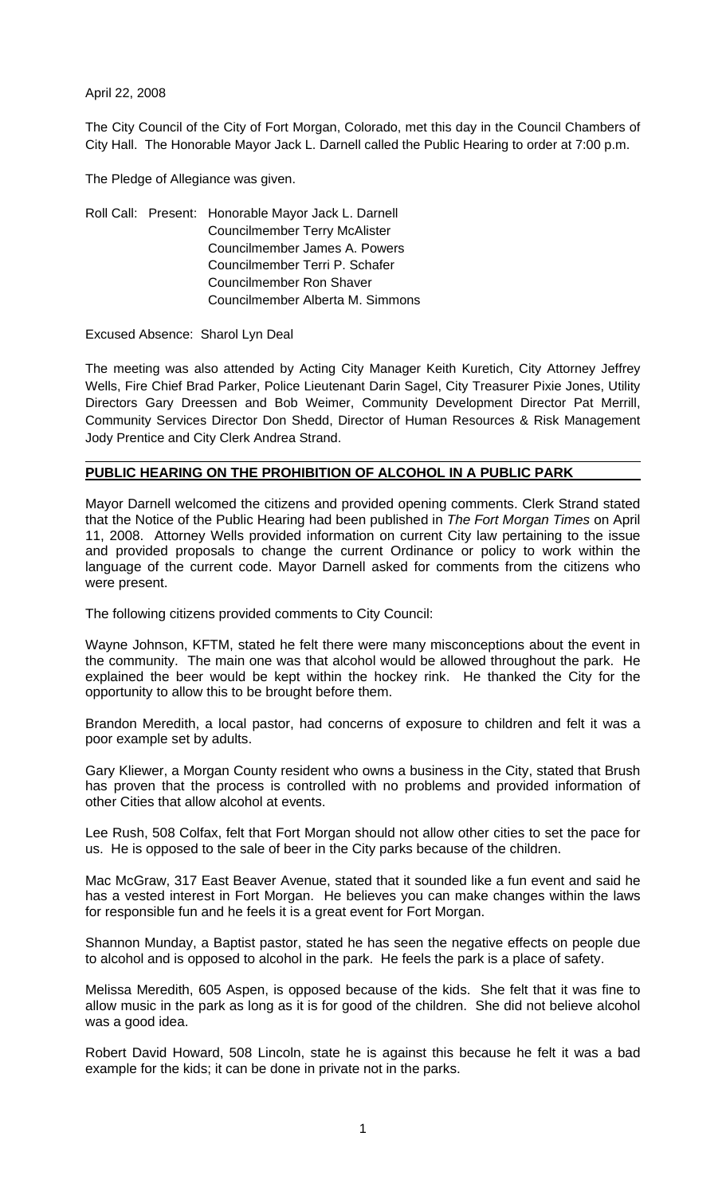April 22, 2008

The City Council of the City of Fort Morgan, Colorado, met this day in the Council Chambers of City Hall. The Honorable Mayor Jack L. Darnell called the Public Hearing to order at 7:00 p.m.

The Pledge of Allegiance was given.

Roll Call: Present: Honorable Mayor Jack L. Darnell
Councilmember Terry McAlister
Councilmember James A. Powers
Councilmember Terri P. Schafer
Councilmember Ron Shaver
Councilmember Alberta M. Simmons

Excused Absence: Sharol Lyn Deal

The meeting was also attended by Acting City Manager Keith Kuretich, City Attorney Jeffrey Wells, Fire Chief Brad Parker, Police Lieutenant Darin Sagel, City Treasurer Pixie Jones, Utility Directors Gary Dreessen and Bob Weimer, Community Development Director Pat Merrill, Community Services Director Don Shedd, Director of Human Resources & Risk Management Jody Prentice and City Clerk Andrea Strand.

**PUBLIC HEARING ON THE PROHIBITION OF ALCOHOL IN A PUBLIC PARK**

Mayor Darnell welcomed the citizens and provided opening comments. Clerk Strand stated that the Notice of the Public Hearing had been published in *The Fort Morgan Times* on April 11, 2008. Attorney Wells provided information on current City law pertaining to the issue and provided proposals to change the current Ordinance or policy to work within the language of the current code. Mayor Darnell asked for comments from the citizens who were present.

The following citizens provided comments to City Council:

Wayne Johnson, KFTM, stated he felt there were many misconceptions about the event in the community. The main one was that alcohol would be allowed throughout the park. He explained the beer would be kept within the hockey rink. He thanked the City for the opportunity to allow this to be brought before them.

Brandon Meredith, a local pastor, had concerns of exposure to children and felt it was a poor example set by adults.

Gary Kliewer, a Morgan County resident who owns a business in the City, stated that Brush has proven that the process is controlled with no problems and provided information of other Cities that allow alcohol at events.

Lee Rush, 508 Colfax, felt that Fort Morgan should not allow other cities to set the pace for us. He is opposed to the sale of beer in the City parks because of the children.

Mac McGraw, 317 East Beaver Avenue, stated that it sounded like a fun event and said he has a vested interest in Fort Morgan. He believes you can make changes within the laws for responsible fun and he feels it is a great event for Fort Morgan.

Shannon Munday, a Baptist pastor, stated he has seen the negative effects on people due to alcohol and is opposed to alcohol in the park. He feels the park is a place of safety.

Melissa Meredith, 605 Aspen, is opposed because of the kids. She felt that it was fine to allow music in the park as long as it is for good of the children. She did not believe alcohol was a good idea.

Robert David Howard, 508 Lincoln, state he is against this because he felt it was a bad example for the kids; it can be done in private not in the parks.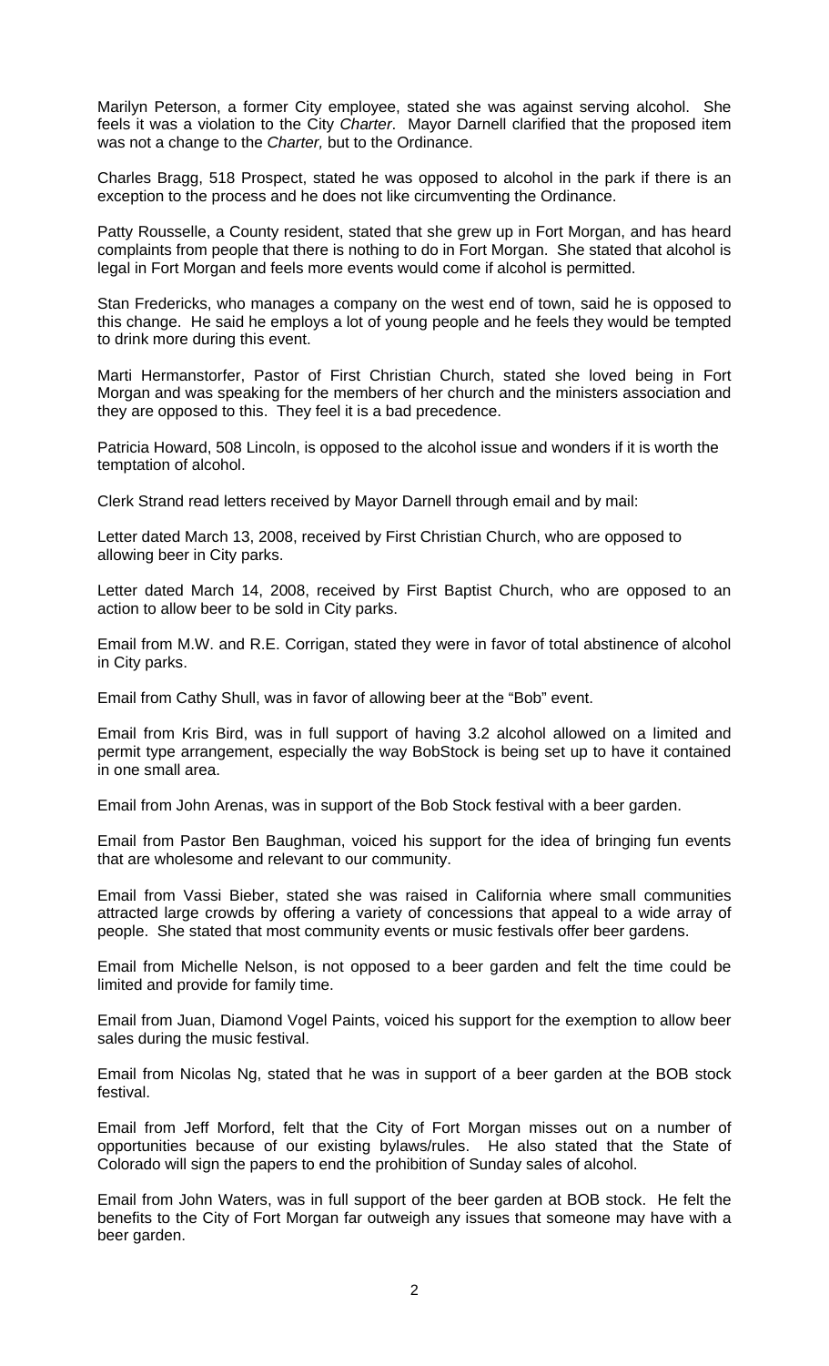Marilyn Peterson, a former City employee, stated she was against serving alcohol. She feels it was a violation to the City *Charter*. Mayor Darnell clarified that the proposed item was not a change to the *Charter,* but to the Ordinance.

Charles Bragg, 518 Prospect, stated he was opposed to alcohol in the park if there is an exception to the process and he does not like circumventing the Ordinance.

Patty Rousselle, a County resident, stated that she grew up in Fort Morgan, and has heard complaints from people that there is nothing to do in Fort Morgan. She stated that alcohol is legal in Fort Morgan and feels more events would come if alcohol is permitted.

Stan Fredericks, who manages a company on the west end of town, said he is opposed to this change. He said he employs a lot of young people and he feels they would be tempted to drink more during this event.

Marti Hermanstorfer, Pastor of First Christian Church, stated she loved being in Fort Morgan and was speaking for the members of her church and the ministers association and they are opposed to this. They feel it is a bad precedence.

Patricia Howard, 508 Lincoln, is opposed to the alcohol issue and wonders if it is worth the temptation of alcohol.

Clerk Strand read letters received by Mayor Darnell through email and by mail:

Letter dated March 13, 2008, received by First Christian Church, who are opposed to allowing beer in City parks.

Letter dated March 14, 2008, received by First Baptist Church, who are opposed to an action to allow beer to be sold in City parks.

Email from M.W. and R.E. Corrigan, stated they were in favor of total abstinence of alcohol in City parks.

Email from Cathy Shull, was in favor of allowing beer at the "Bob" event.

Email from Kris Bird, was in full support of having 3.2 alcohol allowed on a limited and permit type arrangement, especially the way BobStock is being set up to have it contained in one small area.

Email from John Arenas, was in support of the Bob Stock festival with a beer garden.

Email from Pastor Ben Baughman, voiced his support for the idea of bringing fun events that are wholesome and relevant to our community.

Email from Vassi Bieber, stated she was raised in California where small communities attracted large crowds by offering a variety of concessions that appeal to a wide array of people. She stated that most community events or music festivals offer beer gardens.

Email from Michelle Nelson, is not opposed to a beer garden and felt the time could be limited and provide for family time.

Email from Juan, Diamond Vogel Paints, voiced his support for the exemption to allow beer sales during the music festival.

Email from Nicolas Ng, stated that he was in support of a beer garden at the BOB stock festival.

Email from Jeff Morford, felt that the City of Fort Morgan misses out on a number of opportunities because of our existing bylaws/rules. He also stated that the State of Colorado will sign the papers to end the prohibition of Sunday sales of alcohol.

Email from John Waters, was in full support of the beer garden at BOB stock. He felt the benefits to the City of Fort Morgan far outweigh any issues that someone may have with a beer garden.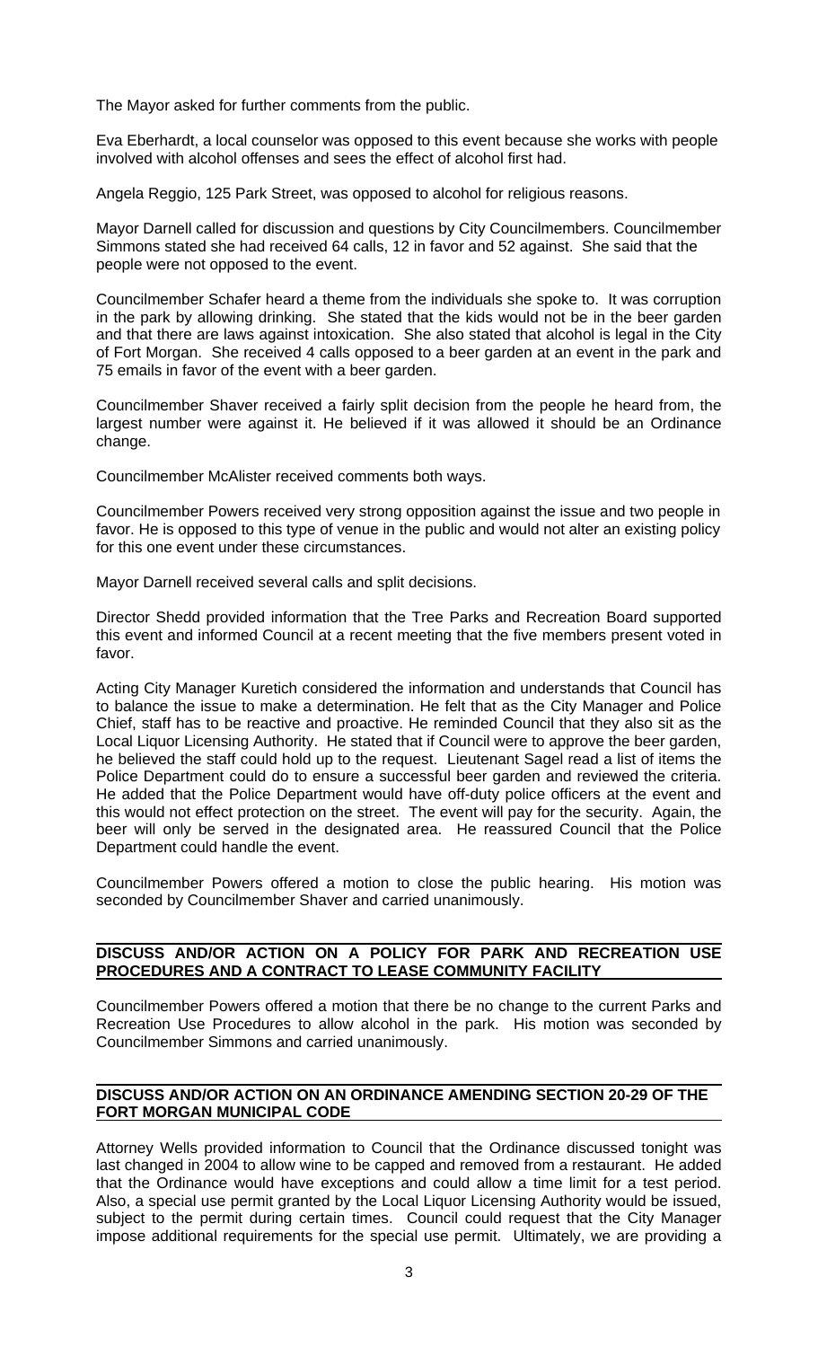The Mayor asked for further comments from the public.

Eva Eberhardt, a local counselor was opposed to this event because she works with people involved with alcohol offenses and sees the effect of alcohol first had.

Angela Reggio, 125 Park Street, was opposed to alcohol for religious reasons.

Mayor Darnell called for discussion and questions by City Councilmembers. Councilmember Simmons stated she had received 64 calls, 12 in favor and 52 against. She said that the people were not opposed to the event.

Councilmember Schafer heard a theme from the individuals she spoke to. It was corruption in the park by allowing drinking. She stated that the kids would not be in the beer garden and that there are laws against intoxication. She also stated that alcohol is legal in the City of Fort Morgan. She received 4 calls opposed to a beer garden at an event in the park and 75 emails in favor of the event with a beer garden.

Councilmember Shaver received a fairly split decision from the people he heard from, the largest number were against it. He believed if it was allowed it should be an Ordinance change.

Councilmember McAlister received comments both ways.

Councilmember Powers received very strong opposition against the issue and two people in favor. He is opposed to this type of venue in the public and would not alter an existing policy for this one event under these circumstances.

Mayor Darnell received several calls and split decisions.

Director Shedd provided information that the Tree Parks and Recreation Board supported this event and informed Council at a recent meeting that the five members present voted in favor.

Acting City Manager Kuretich considered the information and understands that Council has to balance the issue to make a determination. He felt that as the City Manager and Police Chief, staff has to be reactive and proactive. He reminded Council that they also sit as the Local Liquor Licensing Authority. He stated that if Council were to approve the beer garden, he believed the staff could hold up to the request. Lieutenant Sagel read a list of items the Police Department could do to ensure a successful beer garden and reviewed the criteria. He added that the Police Department would have off-duty police officers at the event and this would not effect protection on the street. The event will pay for the security. Again, the beer will only be served in the designated area. He reassured Council that the Police Department could handle the event.

Councilmember Powers offered a motion to close the public hearing. His motion was seconded by Councilmember Shaver and carried unanimously.

## DISCUSS AND/OR ACTION ON A POLICY FOR PARK AND RECREATION USE PROCEDURES AND A CONTRACT TO LEASE COMMUNITY FACILITY

Councilmember Powers offered a motion that there be no change to the current Parks and Recreation Use Procedures to allow alcohol in the park. His motion was seconded by Councilmember Simmons and carried unanimously.

## DISCUSS AND/OR ACTION ON AN ORDINANCE AMENDING SECTION 20-29 OF THE FORT MORGAN MUNICIPAL CODE

Attorney Wells provided information to Council that the Ordinance discussed tonight was last changed in 2004 to allow wine to be capped and removed from a restaurant. He added that the Ordinance would have exceptions and could allow a time limit for a test period. Also, a special use permit granted by the Local Liquor Licensing Authority would be issued, subject to the permit during certain times. Council could request that the City Manager impose additional requirements for the special use permit. Ultimately, we are providing a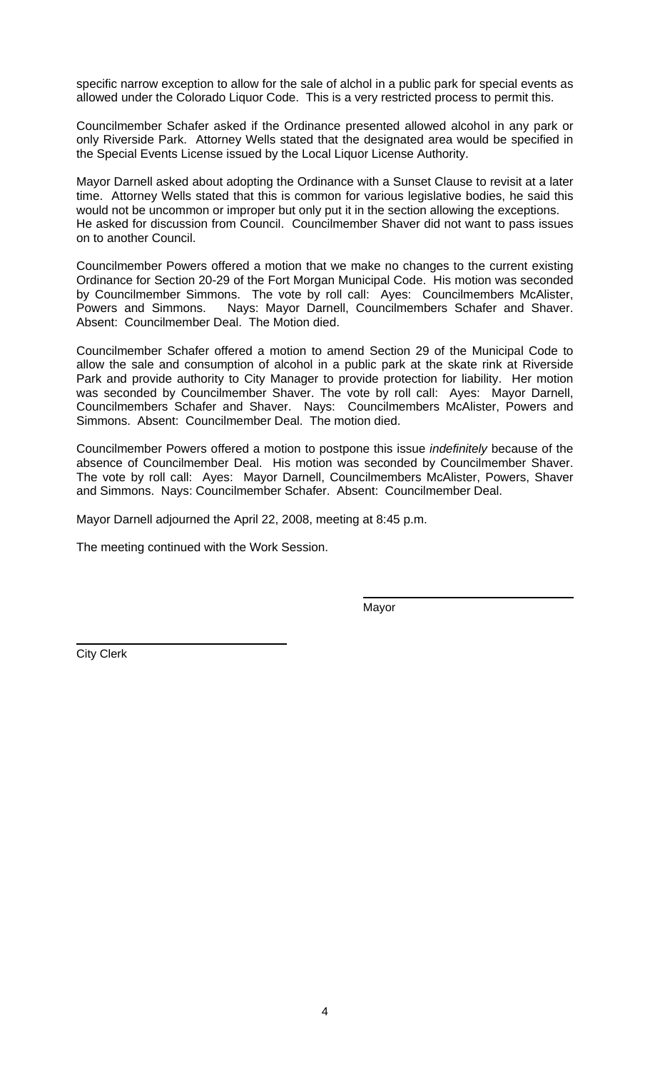specific narrow exception to allow for the sale of alchol in a public park for special events as allowed under the Colorado Liquor Code. This is a very restricted process to permit this.

Councilmember Schafer asked if the Ordinance presented allowed alcohol in any park or only Riverside Park. Attorney Wells stated that the designated area would be specified in the Special Events License issued by the Local Liquor License Authority.

Mayor Darnell asked about adopting the Ordinance with a Sunset Clause to revisit at a later time. Attorney Wells stated that this is common for various legislative bodies, he said this would not be uncommon or improper but only put it in the section allowing the exceptions. He asked for discussion from Council. Councilmember Shaver did not want to pass issues on to another Council.

Councilmember Powers offered a motion that we make no changes to the current existing Ordinance for Section 20-29 of the Fort Morgan Municipal Code. His motion was seconded by Councilmember Simmons. The vote by roll call: Ayes: Councilmembers McAlister, Powers and Simmons. Nays: Mayor Darnell, Councilmembers Schafer and Shaver. Absent: Councilmember Deal. The Motion died.

Councilmember Schafer offered a motion to amend Section 29 of the Municipal Code to allow the sale and consumption of alcohol in a public park at the skate rink at Riverside Park and provide authority to City Manager to provide protection for liability. Her motion was seconded by Councilmember Shaver. The vote by roll call: Ayes: Mayor Darnell, Councilmembers Schafer and Shaver. Nays: Councilmembers McAlister, Powers and Simmons. Absent: Councilmember Deal. The motion died.

Councilmember Powers offered a motion to postpone this issue *indefinitely* because of the absence of Councilmember Deal. His motion was seconded by Councilmember Shaver. The vote by roll call: Ayes: Mayor Darnell, Councilmembers McAlister, Powers, Shaver and Simmons. Nays: Councilmember Schafer. Absent: Councilmember Deal.

Mayor Darnell adjourned the April 22, 2008, meeting at 8:45 p.m.

The meeting continued with the Work Session.

\_\_\_\_\_\_\_\_\_\_\_\_\_\_\_\_\_\_\_\_\_\_\_\_\_\_\_\_\_\_
Mayor

\_\_\_\_\_\_\_\_\_\_\_\_\_\_\_\_\_\_\_\_\_\_\_\_\_\_\_\_\_\_
City Clerk